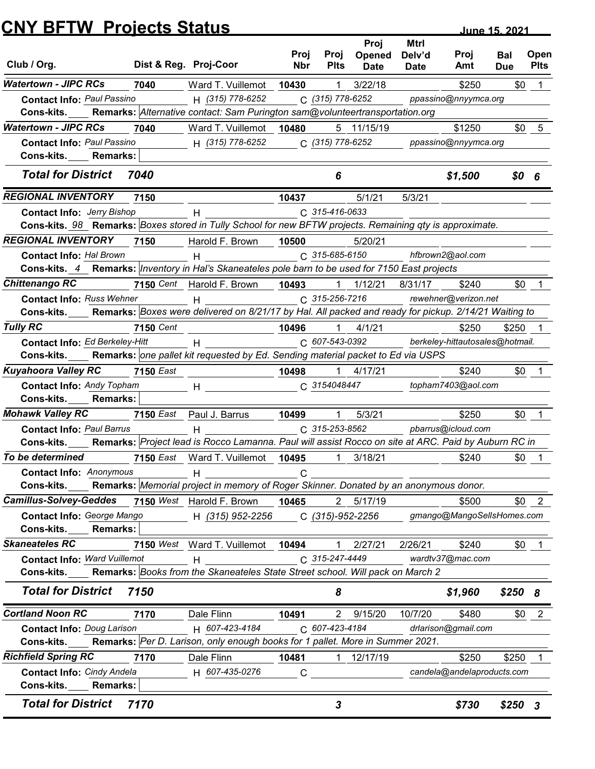# CNY BFTW Projects Status

June 15, 2021

| Club / Org. | Dist & Reg. | Proj-Coor | Proj Nbr | Proj Plts | Proj Opened Date | Mtrl Delv'd Date | Proj Amt | Bal Due | Open Plts |
|---|---|---|---|---|---|---|---|---|---|
| **Watertown - JIPC RCs** | 7040 | Ward T. Vuillemot | 10430 | 1 | 3/22/18 | | $250 | $0 | 1 |
| Contact Info: Paul Passino | | H (315) 778-6252 | C (315) 778-6252 | | ppassino@nnyymca.org | | | | |
| Cons-kits. | Remarks: Alternative contact: Sam Purington sam@volunteertransportation.org | | | | | | | | |
| **Watertown - JIPC RCs** | 7040 | Ward T. Vuillemot | 10480 | 5 | 11/15/19 | | $1250 | $0 | 5 |
| Contact Info: Paul Passino | | H (315) 778-6252 | C (315) 778-6252 | | ppassino@nnyymca.org | | | | |
| Cons-kits. | Remarks: | | | | | | | | |
| ***Total for District*** | ***7040*** | | | ***6*** | | | ***$1,500*** | ***$0*** | ***6*** |
| **REGIONAL INVENTORY** | 7150 | | 10437 | | 5/1/21 | 5/3/21 | | | |
| Contact Info: Jerry Bishop | | H | C 315-416-0633 | | | | | | |
| Cons-kits. 98 | Remarks: Boxes stored in Tully School for new BFTW projects. Remaining qty is approximate. | | | | | | | | |
| **REGIONAL INVENTORY** | 7150 | Harold F. Brown | 10500 | | 5/20/21 | | | | |
| Contact Info: Hal Brown | | H | C 315-685-6150 | | hfbrown2@aol.com | | | | |
| Cons-kits. 4 | Remarks: Inventory in Hal's Skaneateles pole barn to be used for 7150 East projects | | | | | | | | |
| **Chittenango RC** | 7150 Cent | Harold F. Brown | 10493 | 1 | 1/12/21 | 8/31/17 | $240 | $0 | 1 |
| Contact Info: Russ Wehner | | H | C 315-256-7216 | | rewehner@verizon.net | | | | |
| Cons-kits. | Remarks: Boxes were delivered on 8/21/17 by Hal. All packed and ready for pickup. 2/14/21 Waiting to | | | | | | | | |
| **Tully RC** | 7150 Cent | | 10496 | 1 | 4/1/21 | | $250 | $250 | 1 |
| Contact Info: Ed Berkeley-Hitt | | H | C 607-543-0392 | | berkeley-hittautosales@hotmail. | | | | |
| Cons-kits. | Remarks: one pallet kit requested by Ed. Sending material packet to Ed via USPS | | | | | | | | |
| **Kuyahoora Valley RC** | 7150 East | | 10498 | 1 | 4/17/21 | | $240 | $0 | 1 |
| Contact Info: Andy Topham | | H | C 3154048447 | | topham7403@aol.com | | | | |
| Cons-kits. | Remarks: | | | | | | | | |
| **Mohawk Valley RC** | 7150 East | Paul J. Barrus | 10499 | 1 | 5/3/21 | | $250 | $0 | 1 |
| Contact Info: Paul Barrus | | H | C 315-253-8562 | | pbarrus@icloud.com | | | | |
| Cons-kits. | Remarks: Project lead is Rocco Lamanna. Paul will assist Rocco on site at ARC. Paid by Auburn RC in | | | | | | | | |
| **To be determined** | 7150 East | Ward T. Vuillemot | 10495 | 1 | 3/18/21 | | $240 | $0 | 1 |
| Contact Info: Anonymous | | H | C | | | | | | |
| Cons-kits. | Remarks: Memorial project in memory of Roger Skinner. Donated by an anonymous donor. | | | | | | | | |
| **Camillus-Solvey-Geddes** | 7150 West | Harold F. Brown | 10465 | 2 | 5/17/19 | | $500 | $0 | 2 |
| Contact Info: George Mango | | H (315) 952-2256 | C (315)-952-2256 | | gmango@MangoSellsHomes.com | | | | |
| Cons-kits. | Remarks: | | | | | | | | |
| **Skaneateles RC** | 7150 West | Ward T. Vuillemot | 10494 | 1 | 2/27/21 | 2/26/21 | $240 | $0 | 1 |
| Contact Info: Ward Vuillemot | | H | C 315-247-4449 | | wardtv37@mac.com | | | | |
| Cons-kits. | Remarks: Books from the Skaneateles State Street school. Will pack on March 2 | | | | | | | | |
| ***Total for District*** | ***7150*** | | | ***8*** | | | ***$1,960*** | ***$250*** | ***8*** |
| **Cortland Noon RC** | 7170 | Dale Flinn | 10491 | 2 | 9/15/20 | 10/7/20 | $480 | $0 | 2 |
| Contact Info: Doug Larison | | H 607-423-4184 | C 607-423-4184 | | drlarison@gmail.com | | | | |
| Cons-kits. | Remarks: Per D. Larison, only enough books for 1 pallet. More in Summer 2021. | | | | | | | | |
| **Richfield Spring RC** | 7170 | Dale Flinn | 10481 | 1 | 12/17/19 | | $250 | $250 | 1 |
| Contact Info: Cindy Andela | | H 607-435-0276 | C | | candela@andelaproducts.com | | | | |
| Cons-kits. | Remarks: | | | | | | | | |
| ***Total for District*** | ***7170*** | | | ***3*** | | | ***$730*** | ***$250*** | ***3*** |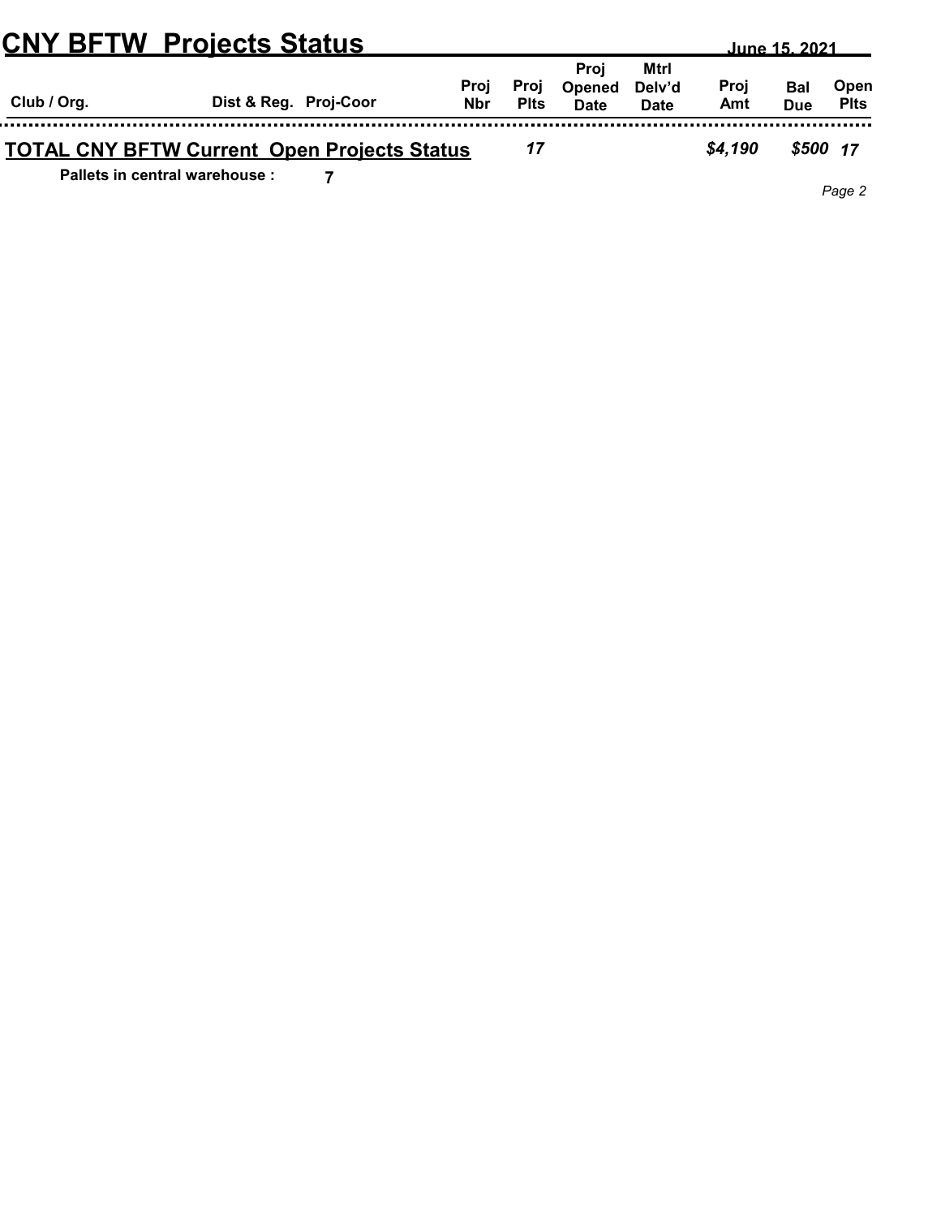# CNY BFTW Projects Status

June 15, 2021

| Club / Org. | Dist & Reg. | Proj-Coor | Proj Nbr | Proj Plts | Proj Opened Date | Mtrl Delv'd Date | Proj Amt | Bal Due | Open Plts |
|---|---|---|---|---|---|---|---|---|---|
| **TOTAL CNY BFTW Current Open Projects Status** | | | | *17* | | | *$4,190* | *$500* | *17* |

**Pallets in central warehouse : 7**